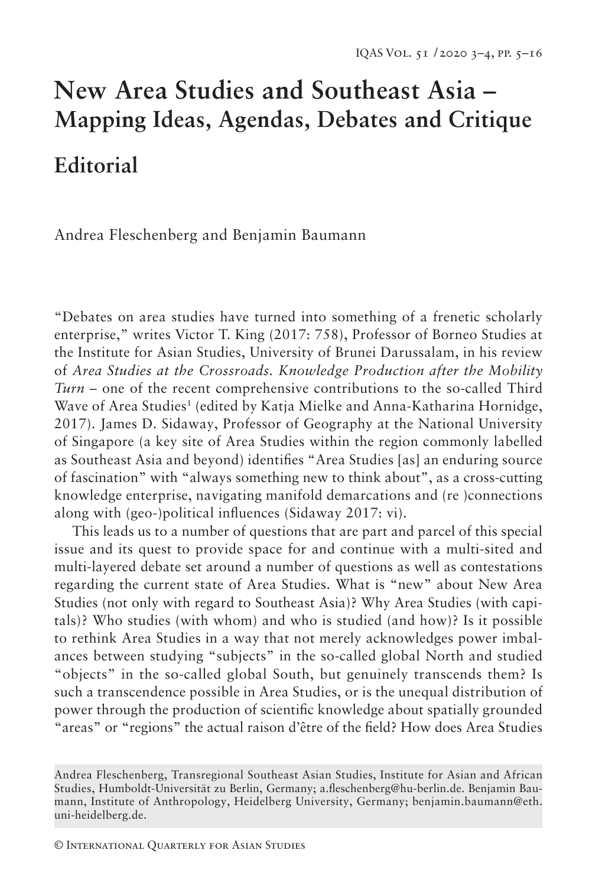# New Area Studies and Southeast Asia – Mapping Ideas, Agendas, Debates and Critique

## Editorial

Andrea Fleschenberg and Benjamin Baumann

"Debates on area studies have turned into something of a frenetic scholarly enterprise," writes Victor T. King (2017: 758), Professor of Borneo Studies at the Institute for Asian Studies, University of Brunei Darussalam, in his review of *Area Studies at the Crossroads. Knowledge Production after the Mobility Turn* – one of the recent comprehensive contributions to the so-called Third Wave of Area Studies[1] (edited by Katja Mielke and Anna-Katharina Hornidge, 2017). James D. Sidaway, Professor of Geography at the National University of Singapore (a key site of Area Studies within the region commonly labelled as Southeast Asia and beyond) identifies "Area Studies [as] an enduring source of fascination" with "always something new to think about", as a cross-cutting knowledge enterprise, navigating manifold demarcations and (re )connections along with (geo-)political influences (Sidaway 2017: vi).

This leads us to a number of questions that are part and parcel of this special issue and its quest to provide space for and continue with a multi-sited and multi-layered debate set around a number of questions as well as contestations regarding the current state of Area Studies. What is "new" about New Area Studies (not only with regard to Southeast Asia)? Why Area Studies (with capitals)? Who studies (with whom) and who is studied (and how)? Is it possible to rethink Area Studies in a way that not merely acknowledges power imbalances between studying "subjects" in the so-called global North and studied "objects" in the so-called global South, but genuinely transcends them? Is such a transcendence possible in Area Studies, or is the unequal distribution of power through the production of scientific knowledge about spatially grounded "areas" or "regions" the actual raison d'être of the field? How does Area Studies

Andrea Fleschenberg, Transregional Southeast Asian Studies, Institute for Asian and African Studies, Humboldt-Universität zu Berlin, Germany; a.fleschenberg@hu-berlin.de. Benjamin Baumann, Institute of Anthropology, Heidelberg University, Germany; benjamin.baumann@eth.uni-heidelberg.de.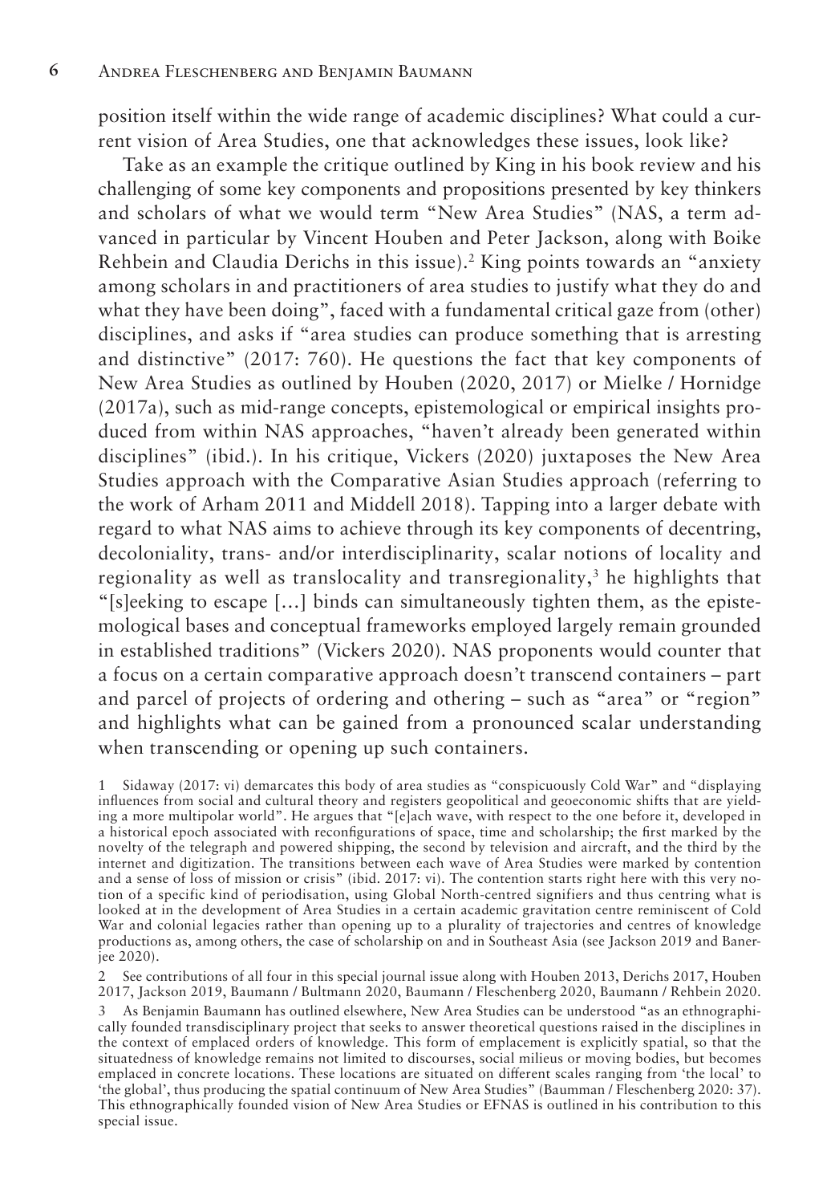position itself within the wide range of academic disciplines? What could a current vision of Area Studies, one that acknowledges these issues, look like?

Take as an example the critique outlined by King in his book review and his challenging of some key components and propositions presented by key thinkers and scholars of what we would term "New Area Studies" (NAS, a term advanced in particular by Vincent Houben and Peter Jackson, along with Boike Rehbein and Claudia Derichs in this issue).[2] King points towards an "anxiety among scholars in and practitioners of area studies to justify what they do and what they have been doing", faced with a fundamental critical gaze from (other) disciplines, and asks if "area studies can produce something that is arresting and distinctive" (2017: 760). He questions the fact that key components of New Area Studies as outlined by Houben (2020, 2017) or Mielke / Hornidge (2017a), such as mid-range concepts, epistemological or empirical insights produced from within NAS approaches, "haven't already been generated within disciplines" (ibid.). In his critique, Vickers (2020) juxtaposes the New Area Studies approach with the Comparative Asian Studies approach (referring to the work of Arham 2011 and Middell 2018). Tapping into a larger debate with regard to what NAS aims to achieve through its key components of decentring, decoloniality, trans- and/or interdisciplinarity, scalar notions of locality and regionality as well as translocality and transregionality,[3] he highlights that "[s]eeking to escape [...] binds can simultaneously tighten them, as the epistemological bases and conceptual frameworks employed largely remain grounded in established traditions" (Vickers 2020). NAS proponents would counter that a focus on a certain comparative approach doesn't transcend containers – part and parcel of projects of ordering and othering – such as "area" or "region" and highlights what can be gained from a pronounced scalar understanding when transcending or opening up such containers.

1 Sidaway (2017: vi) demarcates this body of area studies as "conspicuously Cold War" and "displaying influences from social and cultural theory and registers geopolitical and geoeconomic shifts that are yielding a more multipolar world". He argues that "[e]ach wave, with respect to the one before it, developed in a historical epoch associated with reconfigurations of space, time and scholarship; the first marked by the novelty of the telegraph and powered shipping, the second by television and aircraft, and the third by the internet and digitization. The transitions between each wave of Area Studies were marked by contention and a sense of loss of mission or crisis" (ibid. 2017: vi). The contention starts right here with this very notion of a specific kind of periodisation, using Global North-centred signifiers and thus centring what is looked at in the development of Area Studies in a certain academic gravitation centre reminiscent of Cold War and colonial legacies rather than opening up to a plurality of trajectories and centres of knowledge productions as, among others, the case of scholarship on and in Southeast Asia (see Jackson 2019 and Banerjee 2020).

2 See contributions of all four in this special journal issue along with Houben 2013, Derichs 2017, Houben 2017, Jackson 2019, Baumann / Bultmann 2020, Baumann / Fleschenberg 2020, Baumann / Rehbein 2020.

3 As Benjamin Baumann has outlined elsewhere, New Area Studies can be understood "as an ethnographically founded transdisciplinary project that seeks to answer theoretical questions raised in the disciplines in the context of emplaced orders of knowledge. This form of emplacement is explicitly spatial, so that the situatedness of knowledge remains not limited to discourses, social milieus or moving bodies, but becomes emplaced in concrete locations. These locations are situated on different scales ranging from 'the local' to 'the global', thus producing the spatial continuum of New Area Studies" (Baumman / Fleschenberg 2020: 37). This ethnographically founded vision of New Area Studies or EFNAS is outlined in his contribution to this special issue.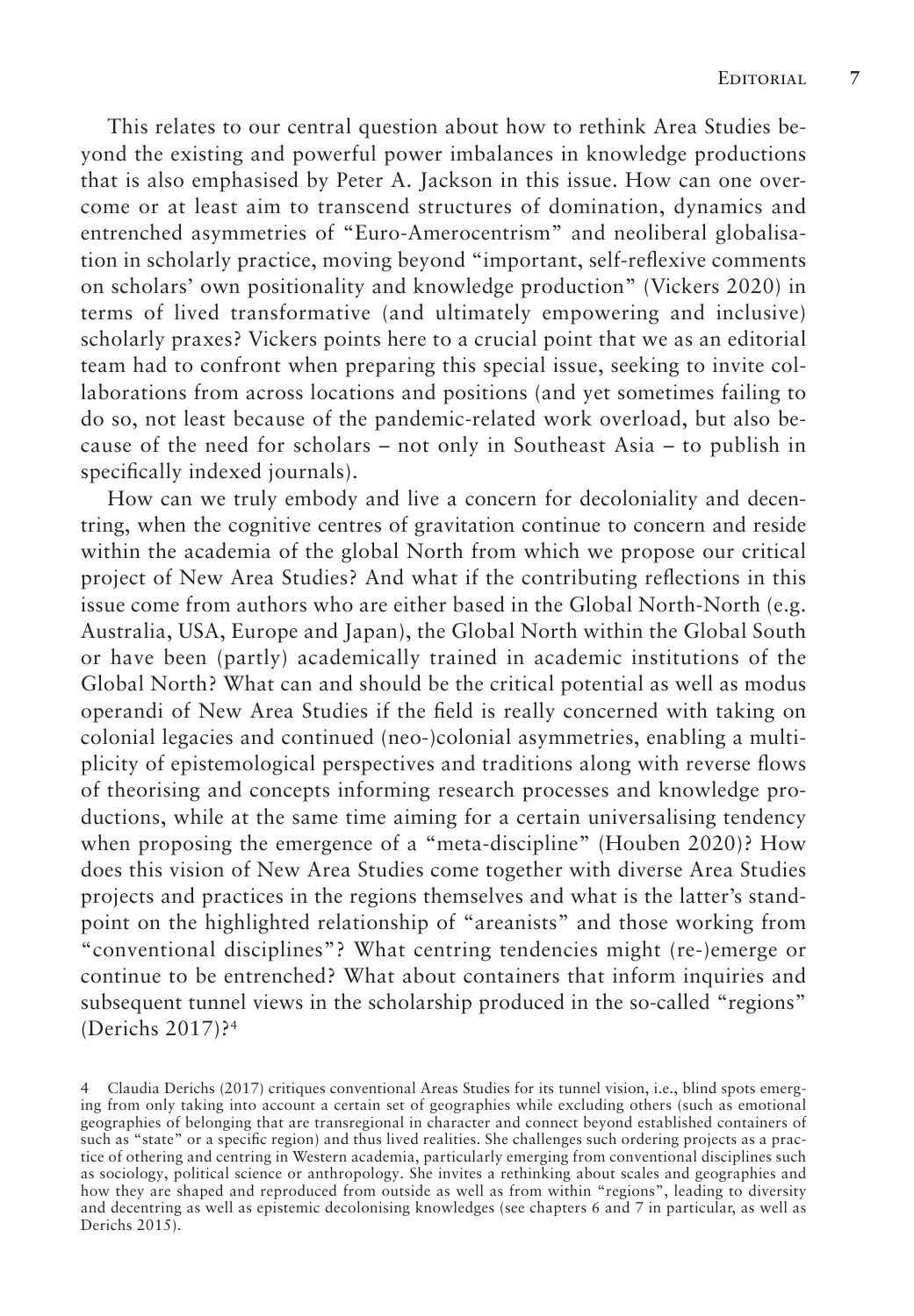This relates to our central question about how to rethink Area Studies beyond the existing and powerful power imbalances in knowledge productions that is also emphasised by Peter A. Jackson in this issue. How can one overcome or at least aim to transcend structures of domination, dynamics and entrenched asymmetries of "Euro-Amerocentrism" and neoliberal globalisation in scholarly practice, moving beyond "important, self-reflexive comments on scholars' own positionality and knowledge production" (Vickers 2020) in terms of lived transformative (and ultimately empowering and inclusive) scholarly praxes? Vickers points here to a crucial point that we as an editorial team had to confront when preparing this special issue, seeking to invite collaborations from across locations and positions (and yet sometimes failing to do so, not least because of the pandemic-related work overload, but also because of the need for scholars – not only in Southeast Asia – to publish in specifically indexed journals).

How can we truly embody and live a concern for decoloniality and decentring, when the cognitive centres of gravitation continue to concern and reside within the academia of the global North from which we propose our critical project of New Area Studies? And what if the contributing reflections in this issue come from authors who are either based in the Global North-North (e.g. Australia, USA, Europe and Japan), the Global North within the Global South or have been (partly) academically trained in academic institutions of the Global North? What can and should be the critical potential as well as modus operandi of New Area Studies if the field is really concerned with taking on colonial legacies and continued (neo-)colonial asymmetries, enabling a multiplicity of epistemological perspectives and traditions along with reverse flows of theorising and concepts informing research processes and knowledge productions, while at the same time aiming for a certain universalising tendency when proposing the emergence of a "meta-discipline" (Houben 2020)? How does this vision of New Area Studies come together with diverse Area Studies projects and practices in the regions themselves and what is the latter's standpoint on the highlighted relationship of "areanists" and those working from "conventional disciplines"? What centring tendencies might (re-)emerge or continue to be entrenched? What about containers that inform inquiries and subsequent tunnel views in the scholarship produced in the so-called "regions" (Derichs 2017)?[4]

4 Claudia Derichs (2017) critiques conventional Areas Studies for its tunnel vision, i.e., blind spots emerging from only taking into account a certain set of geographies while excluding others (such as emotional geographies of belonging that are transregional in character and connect beyond established containers of such as "state" or a specific region) and thus lived realities. She challenges such ordering projects as a practice of othering and centring in Western academia, particularly emerging from conventional disciplines such as sociology, political science or anthropology. She invites a rethinking about scales and geographies and how they are shaped and reproduced from outside as well as from within "regions", leading to diversity and decentring as well as epistemic decolonising knowledges (see chapters 6 and 7 in particular, as well as Derichs 2015).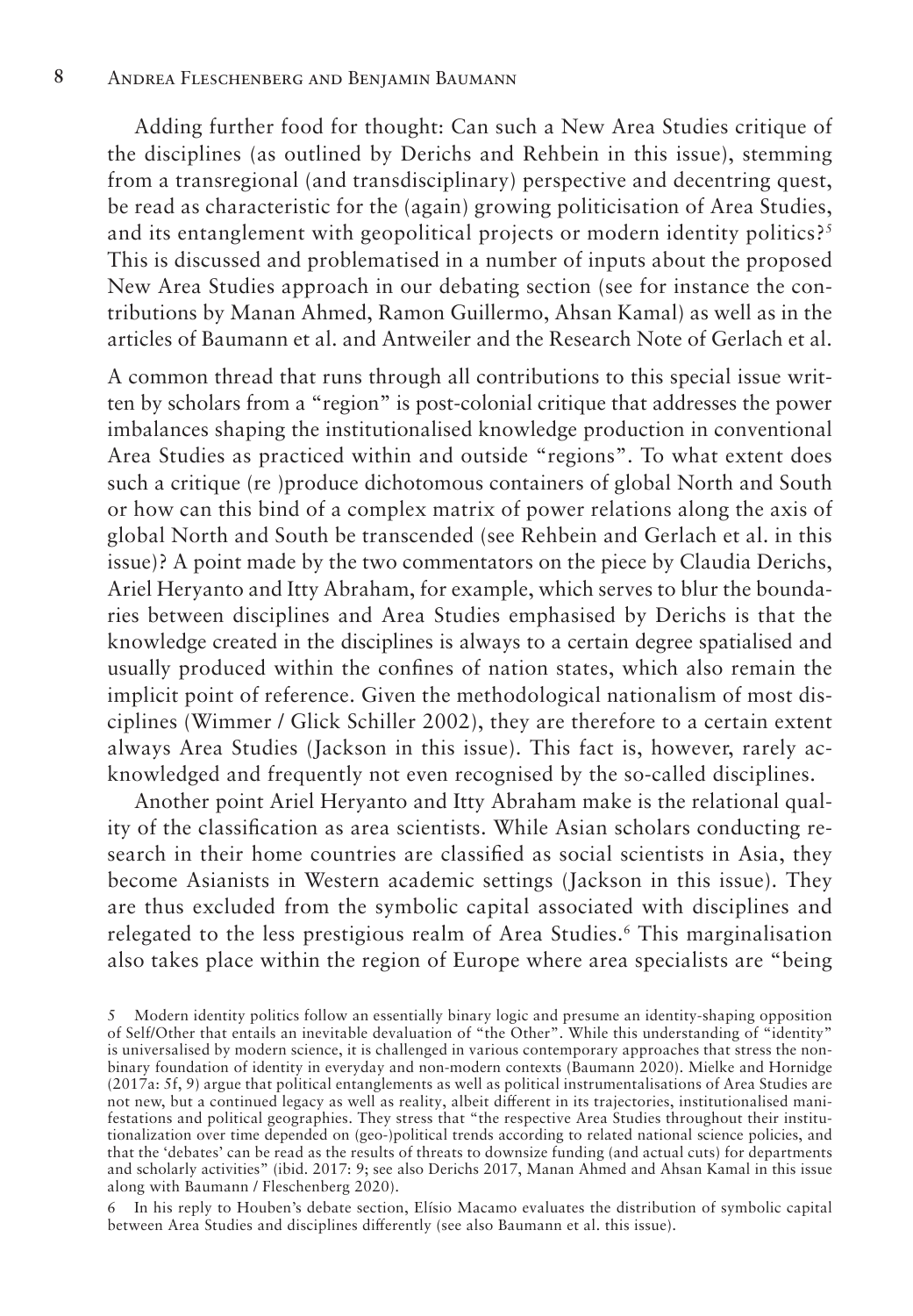Adding further food for thought: Can such a New Area Studies critique of the disciplines (as outlined by Derichs and Rehbein in this issue), stemming from a transregional (and transdisciplinary) perspective and decentring quest, be read as characteristic for the (again) growing politicisation of Area Studies, and its entanglement with geopolitical projects or modern identity politics?[5] This is discussed and problematised in a number of inputs about the proposed New Area Studies approach in our debating section (see for instance the contributions by Manan Ahmed, Ramon Guillermo, Ahsan Kamal) as well as in the articles of Baumann et al. and Antweiler and the Research Note of Gerlach et al.

A common thread that runs through all contributions to this special issue written by scholars from a "region" is post-colonial critique that addresses the power imbalances shaping the institutionalised knowledge production in conventional Area Studies as practiced within and outside "regions". To what extent does such a critique (re )produce dichotomous containers of global North and South or how can this bind of a complex matrix of power relations along the axis of global North and South be transcended (see Rehbein and Gerlach et al. in this issue)? A point made by the two commentators on the piece by Claudia Derichs, Ariel Heryanto and Itty Abraham, for example, which serves to blur the boundaries between disciplines and Area Studies emphasised by Derichs is that the knowledge created in the disciplines is always to a certain degree spatialised and usually produced within the confines of nation states, which also remain the implicit point of reference. Given the methodological nationalism of most disciplines (Wimmer / Glick Schiller 2002), they are therefore to a certain extent always Area Studies (Jackson in this issue). This fact is, however, rarely acknowledged and frequently not even recognised by the so-called disciplines.

Another point Ariel Heryanto and Itty Abraham make is the relational quality of the classification as area scientists. While Asian scholars conducting research in their home countries are classified as social scientists in Asia, they become Asianists in Western academic settings (Jackson in this issue). They are thus excluded from the symbolic capital associated with disciplines and relegated to the less prestigious realm of Area Studies.[6] This marginalisation also takes place within the region of Europe where area specialists are "being

5 Modern identity politics follow an essentially binary logic and presume an identity-shaping opposition of Self/Other that entails an inevitable devaluation of "the Other". While this understanding of "identity" is universalised by modern science, it is challenged in various contemporary approaches that stress the non-binary foundation of identity in everyday and non-modern contexts (Baumann 2020). Mielke and Hornidge (2017a: 5f, 9) argue that political entanglements as well as political instrumentalisations of Area Studies are not new, but a continued legacy as well as reality, albeit different in its trajectories, institutionalised manifestations and political geographies. They stress that "the respective Area Studies throughout their institutionalization over time depended on (geo-)political trends according to related national science policies, and that the 'debates' can be read as the results of threats to downsize funding (and actual cuts) for departments and scholarly activities" (ibid. 2017: 9; see also Derichs 2017, Manan Ahmed and Ahsan Kamal in this issue along with Baumann / Fleschenberg 2020).

6 In his reply to Houben's debate section, Elísio Macamo evaluates the distribution of symbolic capital between Area Studies and disciplines differently (see also Baumann et al. this issue).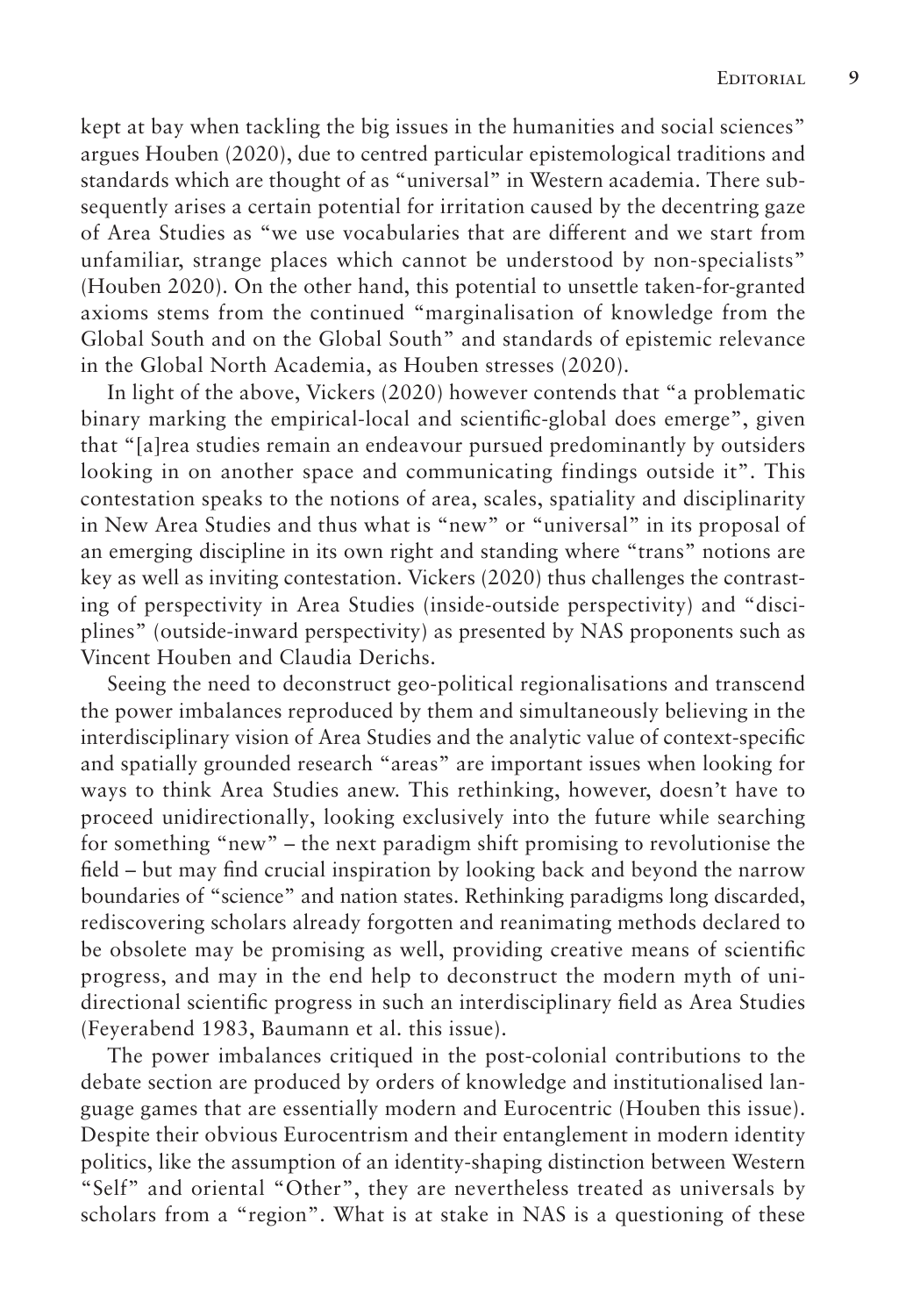kept at bay when tackling the big issues in the humanities and social sciences" argues Houben (2020), due to centred particular epistemological traditions and standards which are thought of as "universal" in Western academia. There subsequently arises a certain potential for irritation caused by the decentring gaze of Area Studies as "we use vocabularies that are different and we start from unfamiliar, strange places which cannot be understood by non-specialists" (Houben 2020). On the other hand, this potential to unsettle taken-for-granted axioms stems from the continued "marginalisation of knowledge from the Global South and on the Global South" and standards of epistemic relevance in the Global North Academia, as Houben stresses (2020).

In light of the above, Vickers (2020) however contends that "a problematic binary marking the empirical-local and scientific-global does emerge", given that "[a]rea studies remain an endeavour pursued predominantly by outsiders looking in on another space and communicating findings outside it". This contestation speaks to the notions of area, scales, spatiality and disciplinarity in New Area Studies and thus what is "new" or "universal" in its proposal of an emerging discipline in its own right and standing where "trans" notions are key as well as inviting contestation. Vickers (2020) thus challenges the contrasting of perspectivity in Area Studies (inside-outside perspectivity) and "disciplines" (outside-inward perspectivity) as presented by NAS proponents such as Vincent Houben and Claudia Derichs.

Seeing the need to deconstruct geo-political regionalisations and transcend the power imbalances reproduced by them and simultaneously believing in the interdisciplinary vision of Area Studies and the analytic value of context-specific and spatially grounded research "areas" are important issues when looking for ways to think Area Studies anew. This rethinking, however, doesn't have to proceed unidirectionally, looking exclusively into the future while searching for something "new" – the next paradigm shift promising to revolutionise the field – but may find crucial inspiration by looking back and beyond the narrow boundaries of "science" and nation states. Rethinking paradigms long discarded, rediscovering scholars already forgotten and reanimating methods declared to be obsolete may be promising as well, providing creative means of scientific progress, and may in the end help to deconstruct the modern myth of unidirectional scientific progress in such an interdisciplinary field as Area Studies (Feyerabend 1983, Baumann et al. this issue).

The power imbalances critiqued in the post-colonial contributions to the debate section are produced by orders of knowledge and institutionalised language games that are essentially modern and Eurocentric (Houben this issue). Despite their obvious Eurocentrism and their entanglement in modern identity politics, like the assumption of an identity-shaping distinction between Western "Self" and oriental "Other", they are nevertheless treated as universals by scholars from a "region". What is at stake in NAS is a questioning of these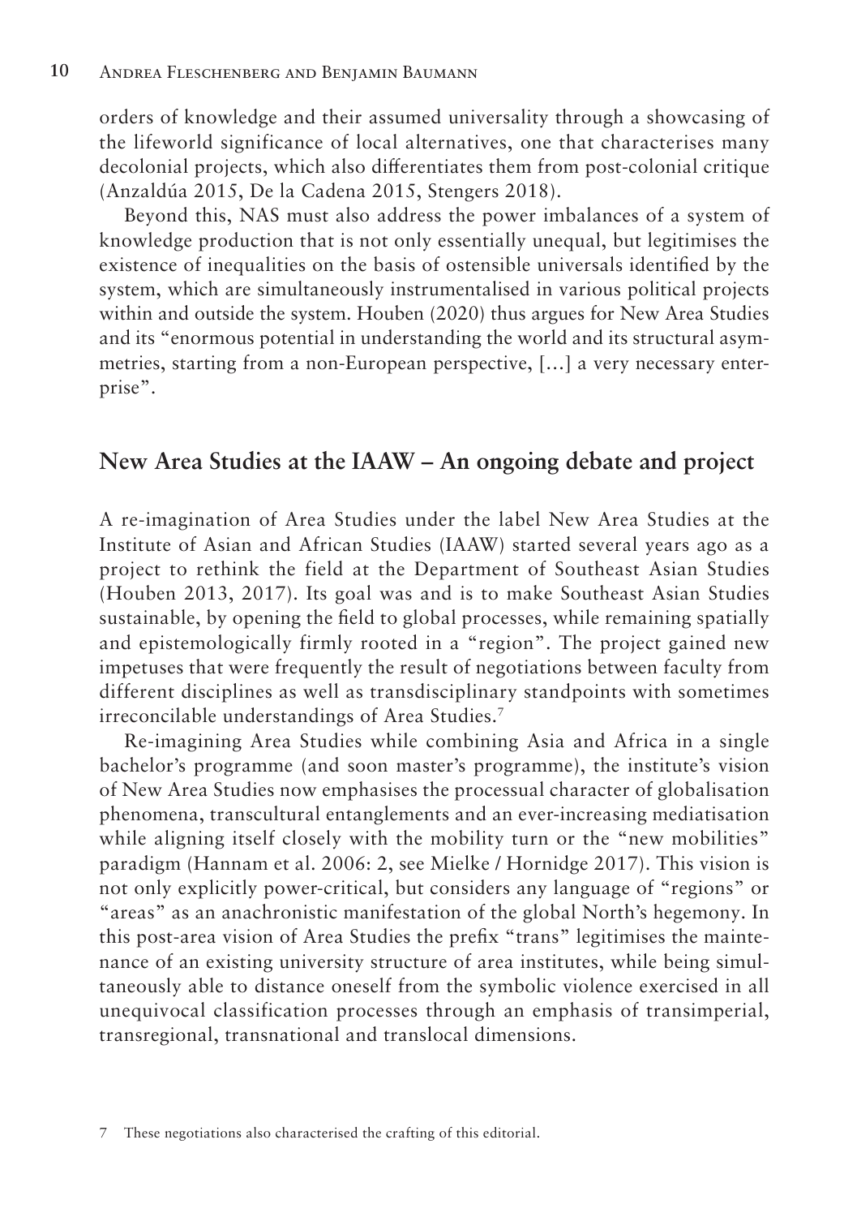orders of knowledge and their assumed universality through a showcasing of the lifeworld significance of local alternatives, one that characterises many decolonial projects, which also differentiates them from post-colonial critique (Anzaldúa 2015, De la Cadena 2015, Stengers 2018).

Beyond this, NAS must also address the power imbalances of a system of knowledge production that is not only essentially unequal, but legitimises the existence of inequalities on the basis of ostensible universals identified by the system, which are simultaneously instrumentalised in various political projects within and outside the system. Houben (2020) thus argues for New Area Studies and its "enormous potential in understanding the world and its structural asymmetries, starting from a non-European perspective, […] a very necessary enterprise".

## New Area Studies at the IAAW – An ongoing debate and project

A re-imagination of Area Studies under the label New Area Studies at the Institute of Asian and African Studies (IAAW) started several years ago as a project to rethink the field at the Department of Southeast Asian Studies (Houben 2013, 2017). Its goal was and is to make Southeast Asian Studies sustainable, by opening the field to global processes, while remaining spatially and epistemologically firmly rooted in a "region". The project gained new impetuses that were frequently the result of negotiations between faculty from different disciplines as well as transdisciplinary standpoints with sometimes irreconcilable understandings of Area Studies.[7]

Re-imagining Area Studies while combining Asia and Africa in a single bachelor's programme (and soon master's programme), the institute's vision of New Area Studies now emphasises the processual character of globalisation phenomena, transcultural entanglements and an ever-increasing mediatisation while aligning itself closely with the mobility turn or the "new mobilities" paradigm (Hannam et al. 2006: 2, see Mielke / Hornidge 2017). This vision is not only explicitly power-critical, but considers any language of "regions" or "areas" as an anachronistic manifestation of the global North's hegemony. In this post-area vision of Area Studies the prefix "trans" legitimises the maintenance of an existing university structure of area institutes, while being simultaneously able to distance oneself from the symbolic violence exercised in all unequivocal classification processes through an emphasis of transimperial, transregional, transnational and translocal dimensions.

7 These negotiations also characterised the crafting of this editorial.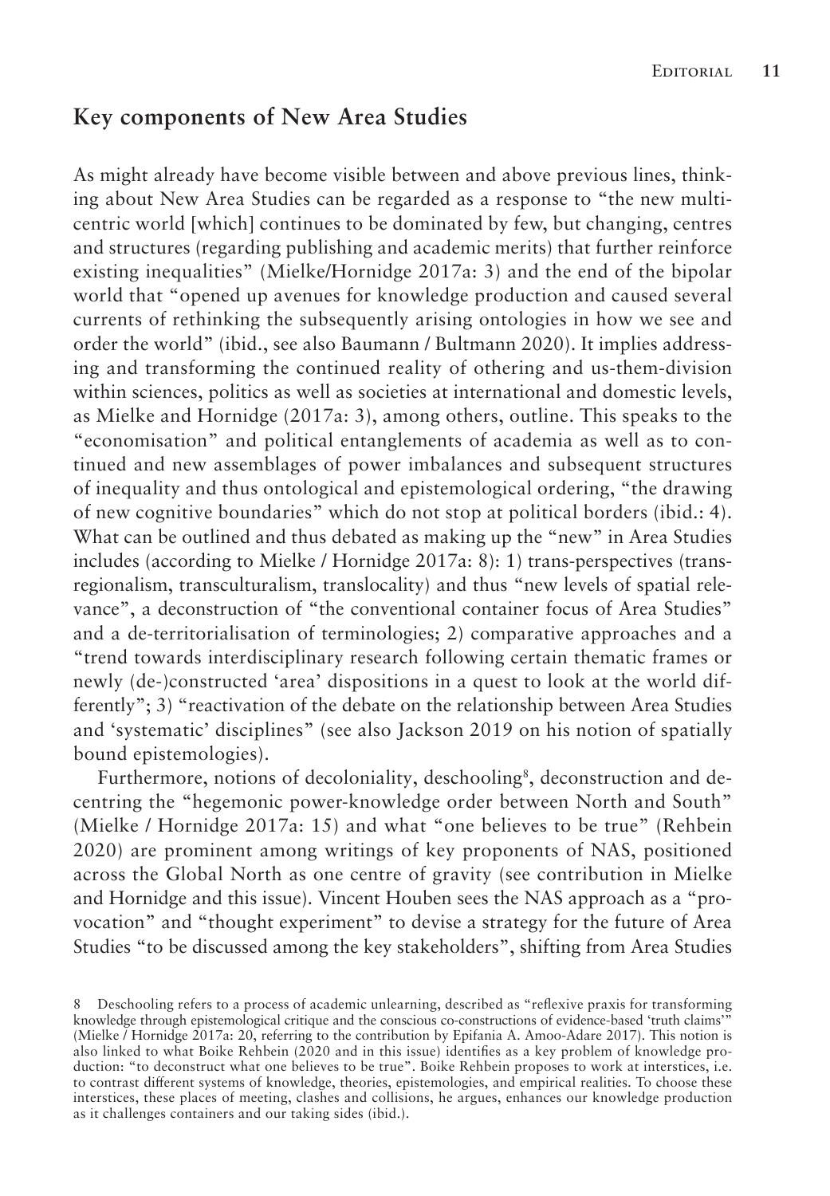## Key components of New Area Studies

As might already have become visible between and above previous lines, thinking about New Area Studies can be regarded as a response to "the new multi-centric world [which] continues to be dominated by few, but changing, centres and structures (regarding publishing and academic merits) that further reinforce existing inequalities" (Mielke/Hornidge 2017a: 3) and the end of the bipolar world that "opened up avenues for knowledge production and caused several currents of rethinking the subsequently arising ontologies in how we see and order the world" (ibid., see also Baumann / Bultmann 2020). It implies addressing and transforming the continued reality of othering and us-them-division within sciences, politics as well as societies at international and domestic levels, as Mielke and Hornidge (2017a: 3), among others, outline. This speaks to the "economisation" and political entanglements of academia as well as to continued and new assemblages of power imbalances and subsequent structures of inequality and thus ontological and epistemological ordering, "the drawing of new cognitive boundaries" which do not stop at political borders (ibid.: 4). What can be outlined and thus debated as making up the "new" in Area Studies includes (according to Mielke / Hornidge 2017a: 8): 1) trans-perspectives (trans-regionalism, transculturalism, translocality) and thus "new levels of spatial relevance", a deconstruction of "the conventional container focus of Area Studies" and a de-territorialisation of terminologies; 2) comparative approaches and a "trend towards interdisciplinary research following certain thematic frames or newly (de-)constructed 'area' dispositions in a quest to look at the world differently"; 3) "reactivation of the debate on the relationship between Area Studies and 'systematic' disciplines" (see also Jackson 2019 on his notion of spatially bound epistemologies).

Furthermore, notions of decoloniality, deschooling[8], deconstruction and decentring the "hegemonic power-knowledge order between North and South" (Mielke / Hornidge 2017a: 15) and what "one believes to be true" (Rehbein 2020) are prominent among writings of key proponents of NAS, positioned across the Global North as one centre of gravity (see contribution in Mielke and Hornidge and this issue). Vincent Houben sees the NAS approach as a "provocation" and "thought experiment" to devise a strategy for the future of Area Studies "to be discussed among the key stakeholders", shifting from Area Studies

8 Deschooling refers to a process of academic unlearning, described as "reflexive praxis for transforming knowledge through epistemological critique and the conscious co-constructions of evidence-based 'truth claims'" (Mielke / Hornidge 2017a: 20, referring to the contribution by Epifania A. Amoo-Adare 2017). This notion is also linked to what Boike Rehbein (2020 and in this issue) identifies as a key problem of knowledge production: "to deconstruct what one believes to be true". Boike Rehbein proposes to work at interstices, i.e. to contrast different systems of knowledge, theories, epistemologies, and empirical realities. To choose these interstices, these places of meeting, clashes and collisions, he argues, enhances our knowledge production as it challenges containers and our taking sides (ibid.).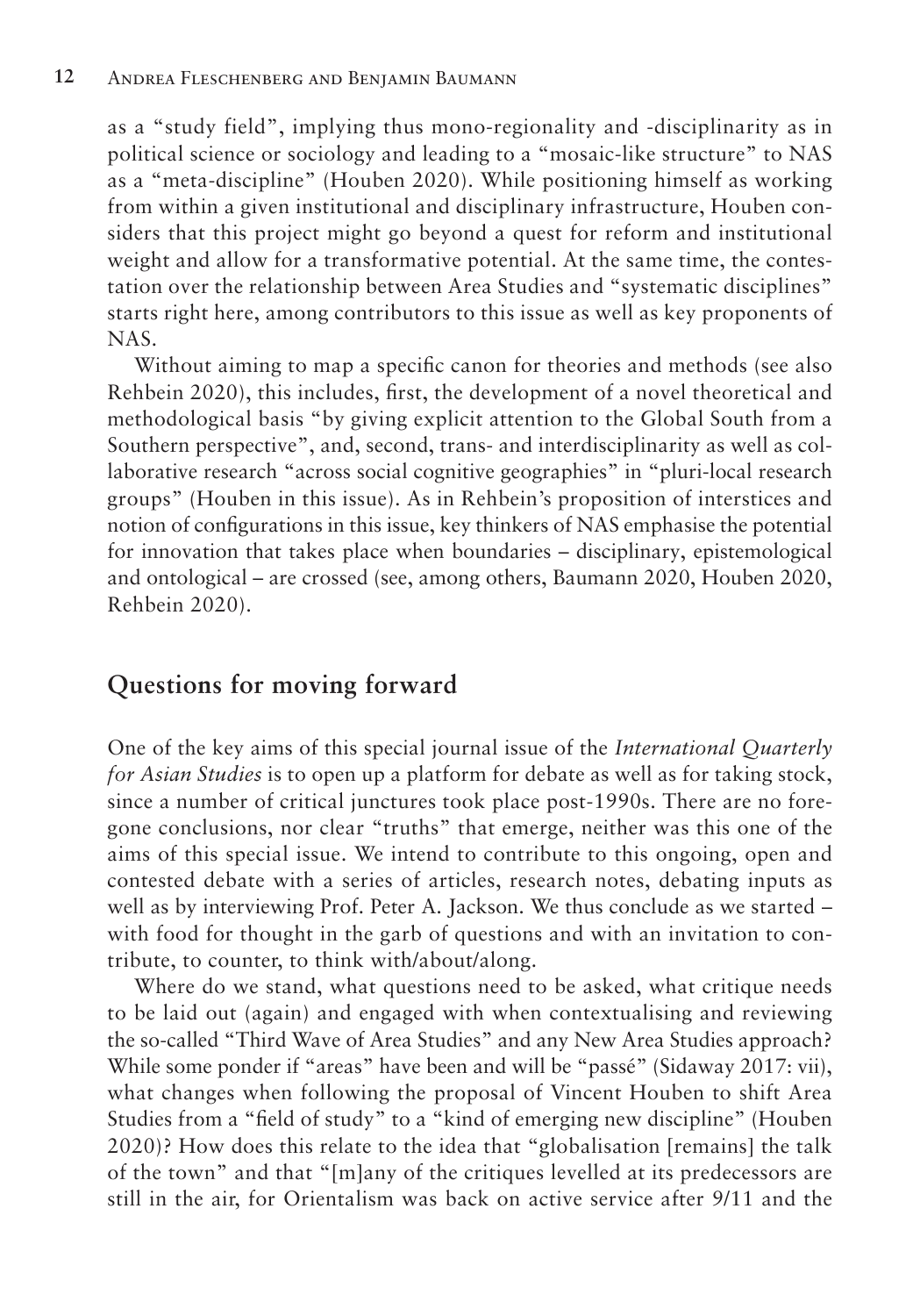as a "study field", implying thus mono-regionality and -disciplinarity as in political science or sociology and leading to a "mosaic-like structure" to NAS as a "meta-discipline" (Houben 2020). While positioning himself as working from within a given institutional and disciplinary infrastructure, Houben considers that this project might go beyond a quest for reform and institutional weight and allow for a transformative potential. At the same time, the contestation over the relationship between Area Studies and "systematic disciplines" starts right here, among contributors to this issue as well as key proponents of NAS.

Without aiming to map a specific canon for theories and methods (see also Rehbein 2020), this includes, first, the development of a novel theoretical and methodological basis "by giving explicit attention to the Global South from a Southern perspective", and, second, trans- and interdisciplinarity as well as collaborative research "across social cognitive geographies" in "pluri-local research groups" (Houben in this issue). As in Rehbein's proposition of interstices and notion of configurations in this issue, key thinkers of NAS emphasise the potential for innovation that takes place when boundaries – disciplinary, epistemological and ontological – are crossed (see, among others, Baumann 2020, Houben 2020, Rehbein 2020).

## Questions for moving forward

One of the key aims of this special journal issue of the *International Quarterly for Asian Studies* is to open up a platform for debate as well as for taking stock, since a number of critical junctures took place post-1990s. There are no foregone conclusions, nor clear "truths" that emerge, neither was this one of the aims of this special issue. We intend to contribute to this ongoing, open and contested debate with a series of articles, research notes, debating inputs as well as by interviewing Prof. Peter A. Jackson. We thus conclude as we started – with food for thought in the garb of questions and with an invitation to contribute, to counter, to think with/about/along.

Where do we stand, what questions need to be asked, what critique needs to be laid out (again) and engaged with when contextualising and reviewing the so-called "Third Wave of Area Studies" and any New Area Studies approach? While some ponder if "areas" have been and will be "passé" (Sidaway 2017: vii), what changes when following the proposal of Vincent Houben to shift Area Studies from a "field of study" to a "kind of emerging new discipline" (Houben 2020)? How does this relate to the idea that "globalisation [remains] the talk of the town" and that "[m]any of the critiques levelled at its predecessors are still in the air, for Orientalism was back on active service after 9/11 and the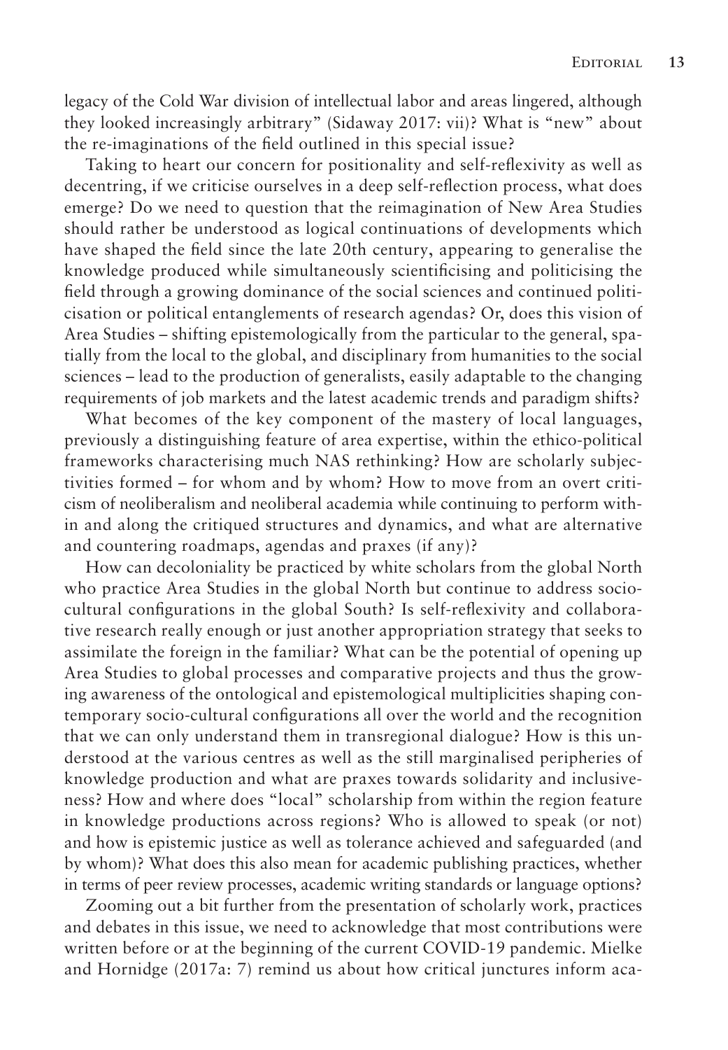legacy of the Cold War division of intellectual labor and areas lingered, although they looked increasingly arbitrary" (Sidaway 2017: vii)? What is "new" about the re-imaginations of the field outlined in this special issue?

Taking to heart our concern for positionality and self-reflexivity as well as decentring, if we criticise ourselves in a deep self-reflection process, what does emerge? Do we need to question that the reimagination of New Area Studies should rather be understood as logical continuations of developments which have shaped the field since the late 20th century, appearing to generalise the knowledge produced while simultaneously scientificising and politicising the field through a growing dominance of the social sciences and continued politicisation or political entanglements of research agendas? Or, does this vision of Area Studies – shifting epistemologically from the particular to the general, spatially from the local to the global, and disciplinary from humanities to the social sciences – lead to the production of generalists, easily adaptable to the changing requirements of job markets and the latest academic trends and paradigm shifts?

What becomes of the key component of the mastery of local languages, previously a distinguishing feature of area expertise, within the ethico-political frameworks characterising much NAS rethinking? How are scholarly subjectivities formed – for whom and by whom? How to move from an overt criticism of neoliberalism and neoliberal academia while continuing to perform within and along the critiqued structures and dynamics, and what are alternative and countering roadmaps, agendas and praxes (if any)?

How can decoloniality be practiced by white scholars from the global North who practice Area Studies in the global North but continue to address socio-cultural configurations in the global South? Is self-reflexivity and collaborative research really enough or just another appropriation strategy that seeks to assimilate the foreign in the familiar? What can be the potential of opening up Area Studies to global processes and comparative projects and thus the growing awareness of the ontological and epistemological multiplicities shaping contemporary socio-cultural configurations all over the world and the recognition that we can only understand them in transregional dialogue? How is this understood at the various centres as well as the still marginalised peripheries of knowledge production and what are praxes towards solidarity and inclusiveness? How and where does "local" scholarship from within the region feature in knowledge productions across regions? Who is allowed to speak (or not) and how is epistemic justice as well as tolerance achieved and safeguarded (and by whom)? What does this also mean for academic publishing practices, whether in terms of peer review processes, academic writing standards or language options?

Zooming out a bit further from the presentation of scholarly work, practices and debates in this issue, we need to acknowledge that most contributions were written before or at the beginning of the current COVID-19 pandemic. Mielke and Hornidge (2017a: 7) remind us about how critical junctures inform aca-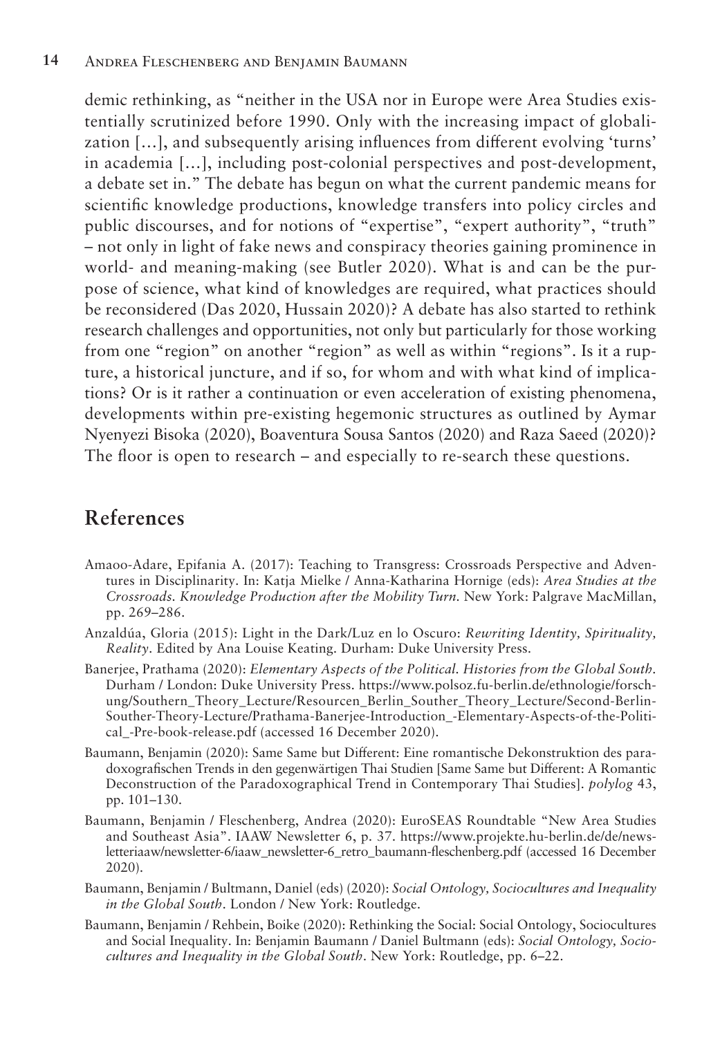demic rethinking, as "neither in the USA nor in Europe were Area Studies existentially scrutinized before 1990. Only with the increasing impact of globalization […], and subsequently arising influences from different evolving 'turns' in academia […], including post-colonial perspectives and post-development, a debate set in." The debate has begun on what the current pandemic means for scientific knowledge productions, knowledge transfers into policy circles and public discourses, and for notions of "expertise", "expert authority", "truth" – not only in light of fake news and conspiracy theories gaining prominence in world- and meaning-making (see Butler 2020). What is and can be the purpose of science, what kind of knowledges are required, what practices should be reconsidered (Das 2020, Hussain 2020)? A debate has also started to rethink research challenges and opportunities, not only but particularly for those working from one "region" on another "region" as well as within "regions". Is it a rupture, a historical juncture, and if so, for whom and with what kind of implications? Or is it rather a continuation or even acceleration of existing phenomena, developments within pre-existing hegemonic structures as outlined by Aymar Nyenyezi Bisoka (2020), Boaventura Sousa Santos (2020) and Raza Saeed (2020)? The floor is open to research – and especially to re-search these questions.

## References

Amaoo-Adare, Epifania A. (2017): Teaching to Transgress: Crossroads Perspective and Adventures in Disciplinarity. In: Katja Mielke / Anna-Katharina Hornige (eds): *Area Studies at the Crossroads. Knowledge Production after the Mobility Turn*. New York: Palgrave MacMillan, pp. 269–286.

Anzaldúa, Gloria (2015): Light in the Dark/Luz en lo Oscuro: *Rewriting Identity, Spirituality, Reality*. Edited by Ana Louise Keating. Durham: Duke University Press.

Banerjee, Prathama (2020): *Elementary Aspects of the Political. Histories from the Global South*. Durham / London: Duke University Press. https://www.polsoz.fu-berlin.de/ethnologie/forschung/Southern_Theory_Lecture/Resourcen_Berlin_Souther_Theory_Lecture/Second-Berlin-Souther-Theory-Lecture/Prathama-Banerjee-Introduction_-Elementary-Aspects-of-the-Political_-Pre-book-release.pdf (accessed 16 December 2020).

Baumann, Benjamin (2020): Same Same but Different: Eine romantische Dekonstruktion des paradoxografischen Trends in den gegenwärtigen Thai Studien [Same Same but Different: A Romantic Deconstruction of the Paradoxographical Trend in Contemporary Thai Studies]. *polylog* 43, pp. 101–130.

Baumann, Benjamin / Fleschenberg, Andrea (2020): EuroSEAS Roundtable "New Area Studies and Southeast Asia". IAAW Newsletter 6, p. 37. https://www.projekte.hu-berlin.de/de/newsletteriaaw/newsletter-6/iaaw_newsletter-6_retro_baumann-fleschenberg.pdf (accessed 16 December 2020).

Baumann, Benjamin / Bultmann, Daniel (eds) (2020): *Social Ontology, Sociocultures and Inequality in the Global South*. London / New York: Routledge.

Baumann, Benjamin / Rehbein, Boike (2020): Rethinking the Social: Social Ontology, Sociocultures and Social Inequality. In: Benjamin Baumann / Daniel Bultmann (eds): *Social Ontology, Sociocultures and Inequality in the Global South*. New York: Routledge, pp. 6–22.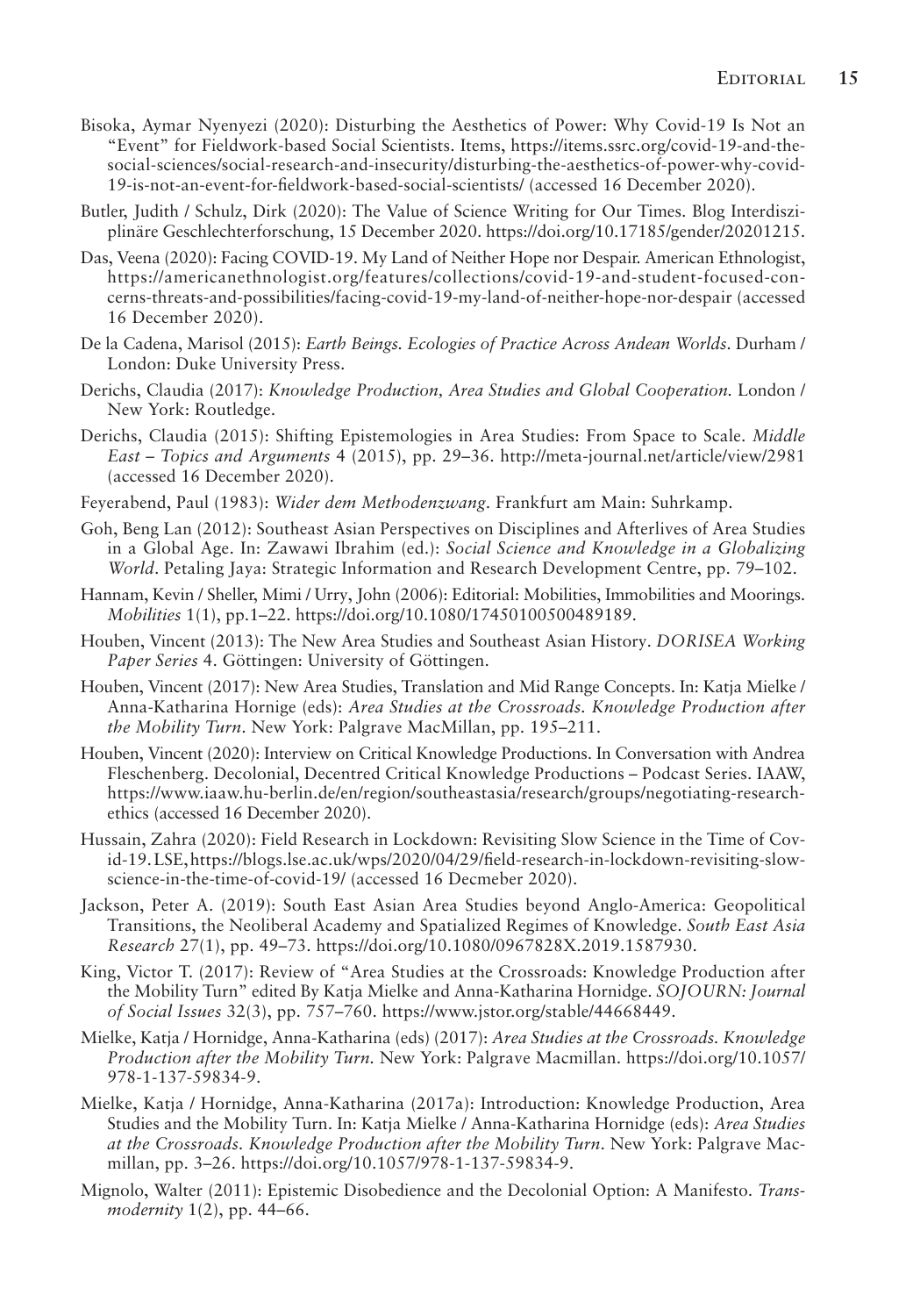Bisoka, Aymar Nyenyezi (2020): Disturbing the Aesthetics of Power: Why Covid-19 Is Not an "Event" for Fieldwork-based Social Scientists. Items, https://items.ssrc.org/covid-19-and-the-social-sciences/social-research-and-insecurity/disturbing-the-aesthetics-of-power-why-covid-19-is-not-an-event-for-fieldwork-based-social-scientists/ (accessed 16 December 2020).

Butler, Judith / Schulz, Dirk (2020): The Value of Science Writing for Our Times. Blog Interdisziplinäre Geschlechterforschung, 15 December 2020. https://doi.org/10.17185/gender/20201215.

Das, Veena (2020): Facing COVID-19. My Land of Neither Hope nor Despair. American Ethnologist, https://americanethnologist.org/features/collections/covid-19-and-student-focused-concerns-threats-and-possibilities/facing-covid-19-my-land-of-neither-hope-nor-despair (accessed 16 December 2020).

De la Cadena, Marisol (2015): *Earth Beings. Ecologies of Practice Across Andean Worlds*. Durham / London: Duke University Press.

Derichs, Claudia (2017): *Knowledge Production, Area Studies and Global Cooperation*. London / New York: Routledge.

Derichs, Claudia (2015): Shifting Epistemologies in Area Studies: From Space to Scale. *Middle East – Topics and Arguments* 4 (2015), pp. 29–36. http://meta-journal.net/article/view/2981 (accessed 16 December 2020).

Feyerabend, Paul (1983): *Wider dem Methodenzwang*. Frankfurt am Main: Suhrkamp.

Goh, Beng Lan (2012): Southeast Asian Perspectives on Disciplines and Afterlives of Area Studies in a Global Age. In: Zawawi Ibrahim (ed.): *Social Science and Knowledge in a Globalizing World*. Petaling Jaya: Strategic Information and Research Development Centre, pp. 79–102.

Hannam, Kevin / Sheller, Mimi / Urry, John (2006): Editorial: Mobilities, Immobilities and Moorings. *Mobilities* 1(1), pp.1–22. https://doi.org/10.1080/17450100500489189.

Houben, Vincent (2013): The New Area Studies and Southeast Asian History. *DORISEA Working Paper Series* 4. Göttingen: University of Göttingen.

Houben, Vincent (2017): New Area Studies, Translation and Mid Range Concepts. In: Katja Mielke / Anna-Katharina Hornige (eds): *Area Studies at the Crossroads. Knowledge Production after the Mobility Turn*. New York: Palgrave MacMillan, pp. 195–211.

Houben, Vincent (2020): Interview on Critical Knowledge Productions. In Conversation with Andrea Fleschenberg. Decolonial, Decentred Critical Knowledge Productions – Podcast Series. IAAW, https://www.iaaw.hu-berlin.de/en/region/southeastasia/research/groups/negotiating-research-ethics (accessed 16 December 2020).

Hussain, Zahra (2020): Field Research in Lockdown: Revisiting Slow Science in the Time of Covid-19. LSE, https://blogs.lse.ac.uk/wps/2020/04/29/field-research-in-lockdown-revisiting-slow-science-in-the-time-of-covid-19/ (accessed 16 Decmeber 2020).

Jackson, Peter A. (2019): South East Asian Area Studies beyond Anglo-America: Geopolitical Transitions, the Neoliberal Academy and Spatialized Regimes of Knowledge. *South East Asia Research* 27(1), pp. 49–73. https://doi.org/10.1080/0967828X.2019.1587930.

King, Victor T. (2017): Review of "Area Studies at the Crossroads: Knowledge Production after the Mobility Turn" edited By Katja Mielke and Anna-Katharina Hornidge. *SOJOURN: Journal of Social Issues* 32(3), pp. 757–760. https://www.jstor.org/stable/44668449.

Mielke, Katja / Hornidge, Anna-Katharina (eds) (2017): *Area Studies at the Crossroads. Knowledge Production after the Mobility Turn*. New York: Palgrave Macmillan. https://doi.org/10.1057/978-1-137-59834-9.

Mielke, Katja / Hornidge, Anna-Katharina (2017a): Introduction: Knowledge Production, Area Studies and the Mobility Turn. In: Katja Mielke / Anna-Katharina Hornidge (eds): *Area Studies at the Crossroads. Knowledge Production after the Mobility Turn*. New York: Palgrave Macmillan, pp. 3–26. https://doi.org/10.1057/978-1-137-59834-9.

Mignolo, Walter (2011): Epistemic Disobedience and the Decolonial Option: A Manifesto. *Transmodernity* 1(2), pp. 44–66.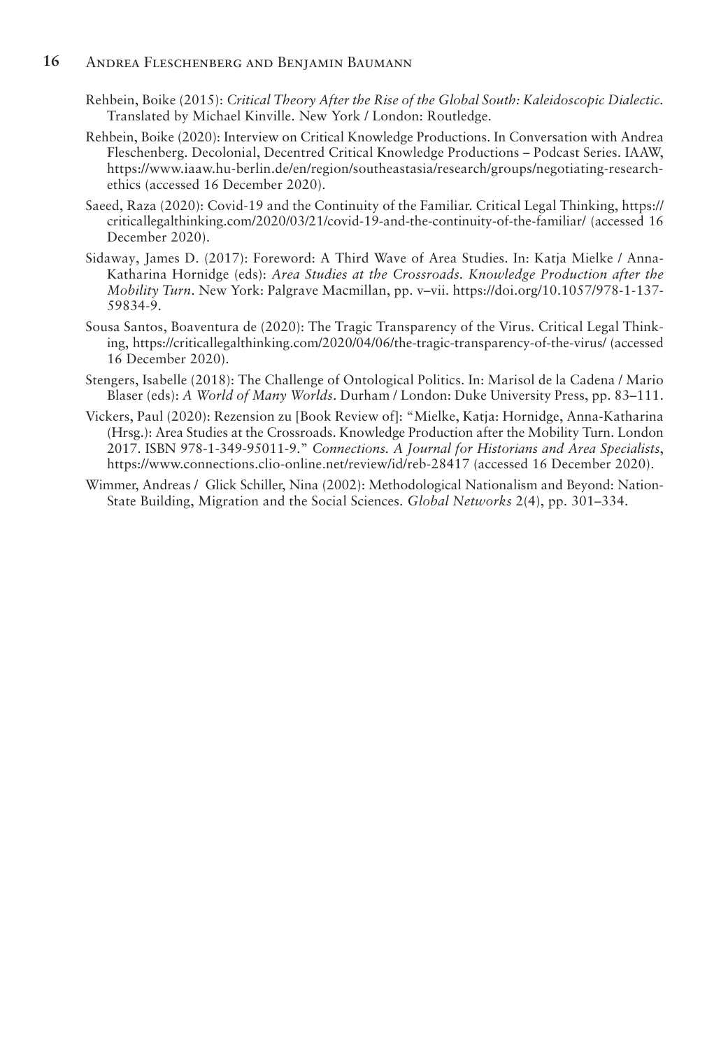Rehbein, Boike (2015): *Critical Theory After the Rise of the Global South: Kaleidoscopic Dialectic.* Translated by Michael Kinville. New York / London: Routledge.

Rehbein, Boike (2020): Interview on Critical Knowledge Productions. In Conversation with Andrea Fleschenberg. Decolonial, Decentred Critical Knowledge Productions – Podcast Series. IAAW, https://www.iaaw.hu-berlin.de/en/region/southeastasia/research/groups/negotiating-research-ethics (accessed 16 December 2020).

Saeed, Raza (2020): Covid-19 and the Continuity of the Familiar. Critical Legal Thinking, https://criticallegalthinking.com/2020/03/21/covid-19-and-the-continuity-of-the-familiar/ (accessed 16 December 2020).

Sidaway, James D. (2017): Foreword: A Third Wave of Area Studies. In: Katja Mielke / Anna-Katharina Hornidge (eds): *Area Studies at the Crossroads. Knowledge Production after the Mobility Turn*. New York: Palgrave Macmillan, pp. v–vii. https://doi.org/10.1057/978-1-137-59834-9.

Sousa Santos, Boaventura de (2020): The Tragic Transparency of the Virus. Critical Legal Thinking, https://criticallegalthinking.com/2020/04/06/the-tragic-transparency-of-the-virus/ (accessed 16 December 2020).

Stengers, Isabelle (2018): The Challenge of Ontological Politics. In: Marisol de la Cadena / Mario Blaser (eds): *A World of Many Worlds*. Durham / London: Duke University Press, pp. 83–111.

Vickers, Paul (2020): Rezension zu [Book Review of]: "Mielke, Katja: Hornidge, Anna-Katharina (Hrsg.): Area Studies at the Crossroads. Knowledge Production after the Mobility Turn. London 2017. ISBN 978-1-349-95011-9." *Connections. A Journal for Historians and Area Specialists*, https://www.connections.clio-online.net/review/id/reb-28417 (accessed 16 December 2020).

Wimmer, Andreas / Glick Schiller, Nina (2002): Methodological Nationalism and Beyond: Nation-State Building, Migration and the Social Sciences. *Global Networks* 2(4), pp. 301–334.